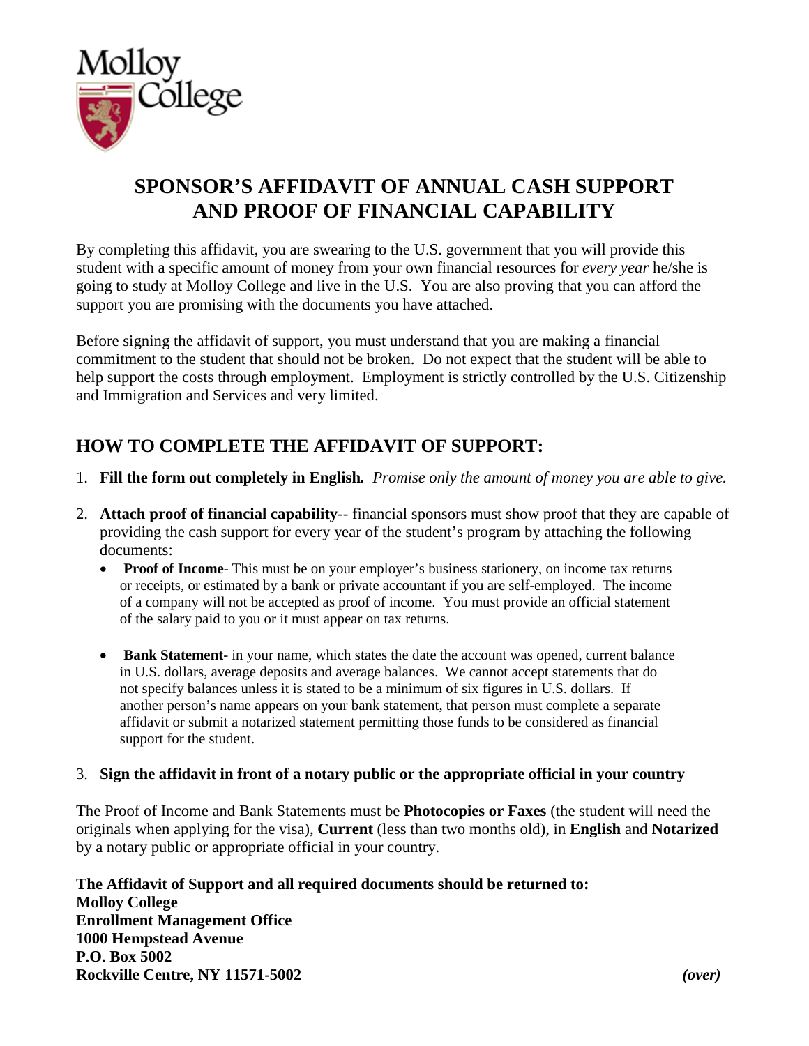Molloy College

# SPONSOR'S AFFIDAVIT OF ANNUAL CASH SUPPORT AND PROOF OF FINANCIAL CAPABILITY

By completing this affidavit, you are swearing to the U.S. government that you will provide this student with a specific amount of money from your own financial resources for *every year* he/she is going to study at Molloy College and live in the U.S. You are also proving that you can afford the support you are promising with the documents you have attached.

Before signing the affidavit of support, you must understand that you are making a financial commitment to the student that should not be broken. Do not expect that the student will be able to help support the costs through employment. Employment is strictly controlled by the U.S. Citizenship and Immigration and Services and very limited.

## HOW TO COMPLETE THE AFFIDAVIT OF SUPPORT:

1. **Fill the form out completely in English.** *Promise only the amount of money you are able to give.*

2. **Attach proof of financial capability**-- financial sponsors must show proof that they are capable of providing the cash support for every year of the student's program by attaching the following documents:
   - **Proof of Income**- This must be on your employer's business stationery, on income tax returns or receipts, or estimated by a bank or private accountant if you are self-employed. The income of a company will not be accepted as proof of income. You must provide an official statement of the salary paid to you or it must appear on tax returns.
   - **Bank Statement**- in your name, which states the date the account was opened, current balance in U.S. dollars, average deposits and average balances. We cannot accept statements that do not specify balances unless it is stated to be a minimum of six figures in U.S. dollars. If another person's name appears on your bank statement, that person must complete a separate affidavit or submit a notarized statement permitting those funds to be considered as financial support for the student.

3. **Sign the affidavit in front of a notary public or the appropriate official in your country**

The Proof of Income and Bank Statements must be **Photocopies or Faxes** (the student will need the originals when applying for the visa), **Current** (less than two months old), in **English** and **Notarized** by a notary public or appropriate official in your country.

**The Affidavit of Support and all required documents should be returned to:**
**Molloy College**
**Enrollment Management Office**
**1000 Hempstead Avenue**
**P.O. Box 5002**
**Rockville Centre, NY 11571-5002**

***(over)***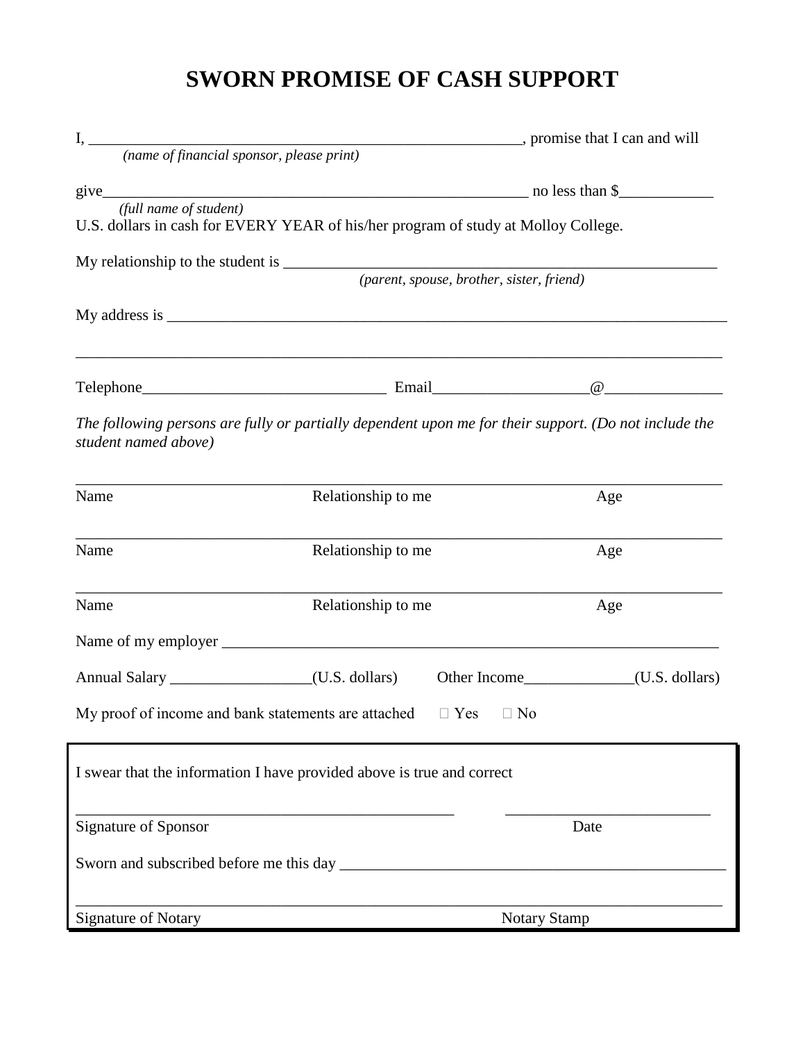# SWORN PROMISE OF CASH SUPPORT

I, ________________________________________________________, promise that I can and will
*(name of financial sponsor, please print)*

give________________________________________________________ no less than $____________
*(full name of student)*
U.S. dollars in cash for EVERY YEAR of his/her program of study at Molloy College.

My relationship to the student is ________________________________________________________
*(parent, spouse, brother, sister, friend)*

My address is ________________________________________________________________________

________________________________________________________________________________

Telephone_______________________________ Email____________________@_______________

*The following persons are fully or partially dependent upon me for their support. (Do not include the student named above)*

________________________________________________________________________________
Name Relationship to me Age

________________________________________________________________________________
Name Relationship to me Age

________________________________________________________________________________
Name Relationship to me Age

Name of my employer ______________________________________________________________

Annual Salary __________________(U.S. dollars) Other Income______________(U.S. dollars)

My proof of income and bank statements are attached ☐ Yes ☐ No

I swear that the information I have provided above is true and correct

__________________________________________________ __________________________
Signature of Sponsor Date

Sworn and subscribed before me this day __________________________________________________

________________________________________________________________________________
Signature of Notary Notary Stamp